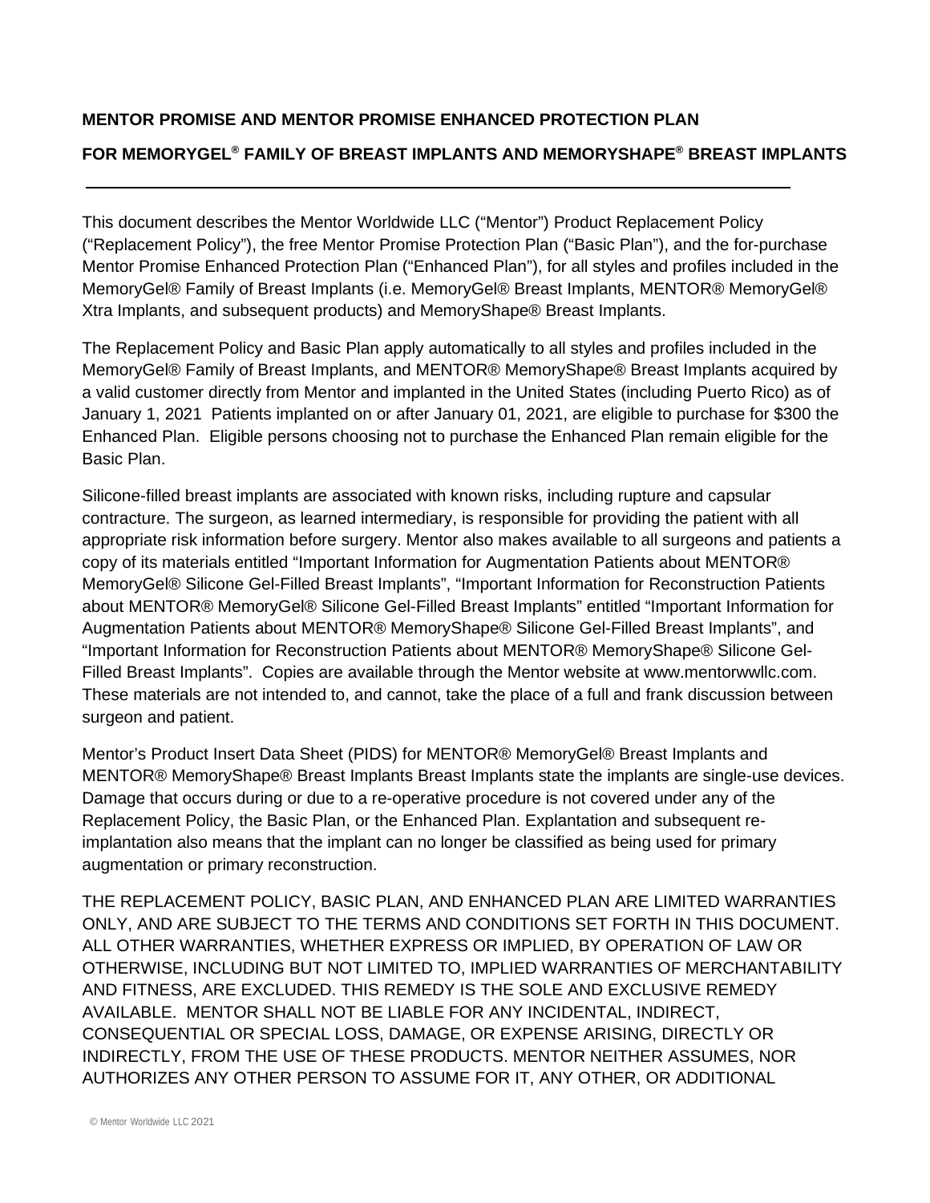**MENTOR PROMISE AND MENTOR PROMISE ENHANCED PROTECTION PLAN**

**FOR MEMORYGEL® FAMILY OF BREAST IMPLANTS AND MEMORYSHAPE® BREAST IMPLANTS**

---

This document describes the Mentor Worldwide LLC ("Mentor") Product Replacement Policy ("Replacement Policy"), the free Mentor Promise Protection Plan ("Basic Plan"), and the for-purchase Mentor Promise Enhanced Protection Plan ("Enhanced Plan"), for all styles and profiles included in the MemoryGel® Family of Breast Implants (i.e. MemoryGel® Breast Implants, MENTOR® MemoryGel® Xtra Implants, and subsequent products) and MemoryShape® Breast Implants.

The Replacement Policy and Basic Plan apply automatically to all styles and profiles included in the MemoryGel® Family of Breast Implants, and MENTOR® MemoryShape® Breast Implants acquired by a valid customer directly from Mentor and implanted in the United States (including Puerto Rico) as of January 1, 2021  Patients implanted on or after January 01, 2021, are eligible to purchase for $300 the Enhanced Plan.  Eligible persons choosing not to purchase the Enhanced Plan remain eligible for the Basic Plan.

Silicone-filled breast implants are associated with known risks, including rupture and capsular contracture. The surgeon, as learned intermediary, is responsible for providing the patient with all appropriate risk information before surgery. Mentor also makes available to all surgeons and patients a copy of its materials entitled "Important Information for Augmentation Patients about MENTOR® MemoryGel® Silicone Gel-Filled Breast Implants", "Important Information for Reconstruction Patients about MENTOR® MemoryGel® Silicone Gel-Filled Breast Implants" entitled "Important Information for Augmentation Patients about MENTOR® MemoryShape® Silicone Gel-Filled Breast Implants", and "Important Information for Reconstruction Patients about MENTOR® MemoryShape® Silicone Gel-Filled Breast Implants".  Copies are available through the Mentor website at www.mentorwwllc.com. These materials are not intended to, and cannot, take the place of a full and frank discussion between surgeon and patient.

Mentor's Product Insert Data Sheet (PIDS) for MENTOR® MemoryGel® Breast Implants and MENTOR® MemoryShape® Breast Implants Breast Implants state the implants are single-use devices. Damage that occurs during or due to a re-operative procedure is not covered under any of the Replacement Policy, the Basic Plan, or the Enhanced Plan. Explantation and subsequent re-implantation also means that the implant can no longer be classified as being used for primary augmentation or primary reconstruction.

THE REPLACEMENT POLICY, BASIC PLAN, AND ENHANCED PLAN ARE LIMITED WARRANTIES ONLY, AND ARE SUBJECT TO THE TERMS AND CONDITIONS SET FORTH IN THIS DOCUMENT. ALL OTHER WARRANTIES, WHETHER EXPRESS OR IMPLIED, BY OPERATION OF LAW OR OTHERWISE, INCLUDING BUT NOT LIMITED TO, IMPLIED WARRANTIES OF MERCHANTABILITY AND FITNESS, ARE EXCLUDED. THIS REMEDY IS THE SOLE AND EXCLUSIVE REMEDY AVAILABLE.  MENTOR SHALL NOT BE LIABLE FOR ANY INCIDENTAL, INDIRECT, CONSEQUENTIAL OR SPECIAL LOSS, DAMAGE, OR EXPENSE ARISING, DIRECTLY OR INDIRECTLY, FROM THE USE OF THESE PRODUCTS. MENTOR NEITHER ASSUMES, NOR AUTHORIZES ANY OTHER PERSON TO ASSUME FOR IT, ANY OTHER, OR ADDITIONAL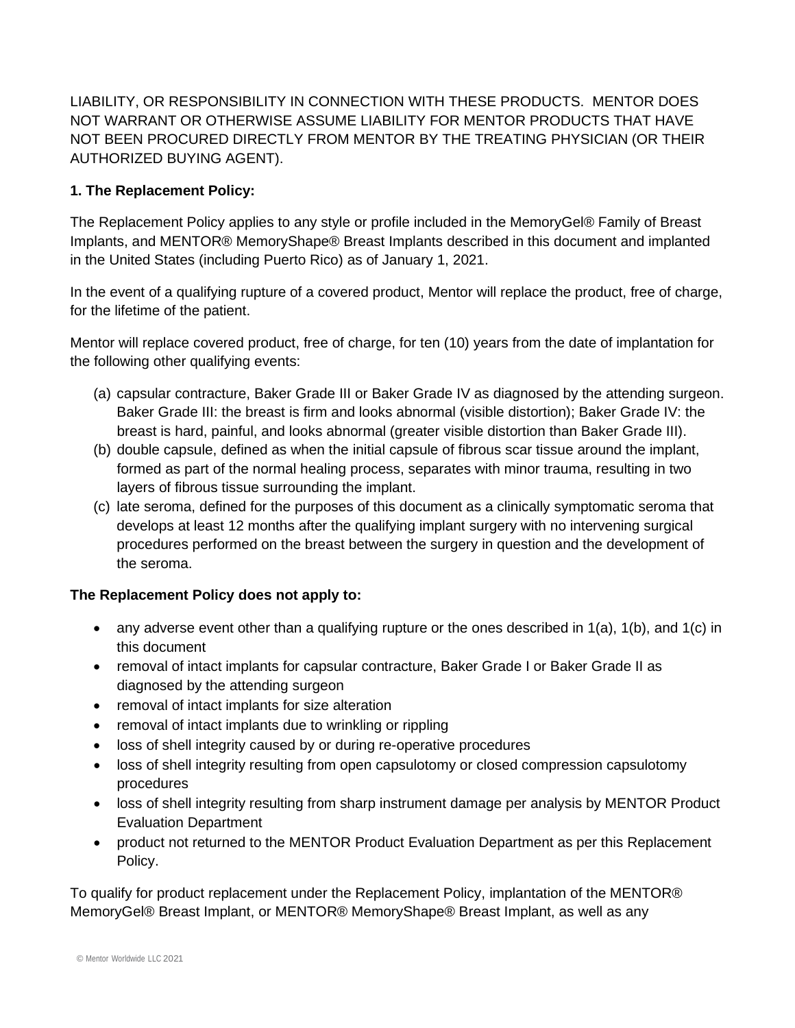LIABILITY, OR RESPONSIBILITY IN CONNECTION WITH THESE PRODUCTS. MENTOR DOES NOT WARRANT OR OTHERWISE ASSUME LIABILITY FOR MENTOR PRODUCTS THAT HAVE NOT BEEN PROCURED DIRECTLY FROM MENTOR BY THE TREATING PHYSICIAN (OR THEIR AUTHORIZED BUYING AGENT).

**1. The Replacement Policy:**

The Replacement Policy applies to any style or profile included in the MemoryGel® Family of Breast Implants, and MENTOR® MemoryShape® Breast Implants described in this document and implanted in the United States (including Puerto Rico) as of January 1, 2021.

In the event of a qualifying rupture of a covered product, Mentor will replace the product, free of charge, for the lifetime of the patient.

Mentor will replace covered product, free of charge, for ten (10) years from the date of implantation for the following other qualifying events:

(a) capsular contracture, Baker Grade III or Baker Grade IV as diagnosed by the attending surgeon. Baker Grade III: the breast is firm and looks abnormal (visible distortion); Baker Grade IV: the breast is hard, painful, and looks abnormal (greater visible distortion than Baker Grade III).
(b) double capsule, defined as when the initial capsule of fibrous scar tissue around the implant, formed as part of the normal healing process, separates with minor trauma, resulting in two layers of fibrous tissue surrounding the implant.
(c) late seroma, defined for the purposes of this document as a clinically symptomatic seroma that develops at least 12 months after the qualifying implant surgery with no intervening surgical procedures performed on the breast between the surgery in question and the development of the seroma.

**The Replacement Policy does not apply to:**

- any adverse event other than a qualifying rupture or the ones described in 1(a), 1(b), and 1(c) in this document
- removal of intact implants for capsular contracture, Baker Grade I or Baker Grade II as diagnosed by the attending surgeon
- removal of intact implants for size alteration
- removal of intact implants due to wrinkling or rippling
- loss of shell integrity caused by or during re-operative procedures
- loss of shell integrity resulting from open capsulotomy or closed compression capsulotomy procedures
- loss of shell integrity resulting from sharp instrument damage per analysis by MENTOR Product Evaluation Department
- product not returned to the MENTOR Product Evaluation Department as per this Replacement Policy.

To qualify for product replacement under the Replacement Policy, implantation of the MENTOR® MemoryGel® Breast Implant, or MENTOR® MemoryShape® Breast Implant, as well as any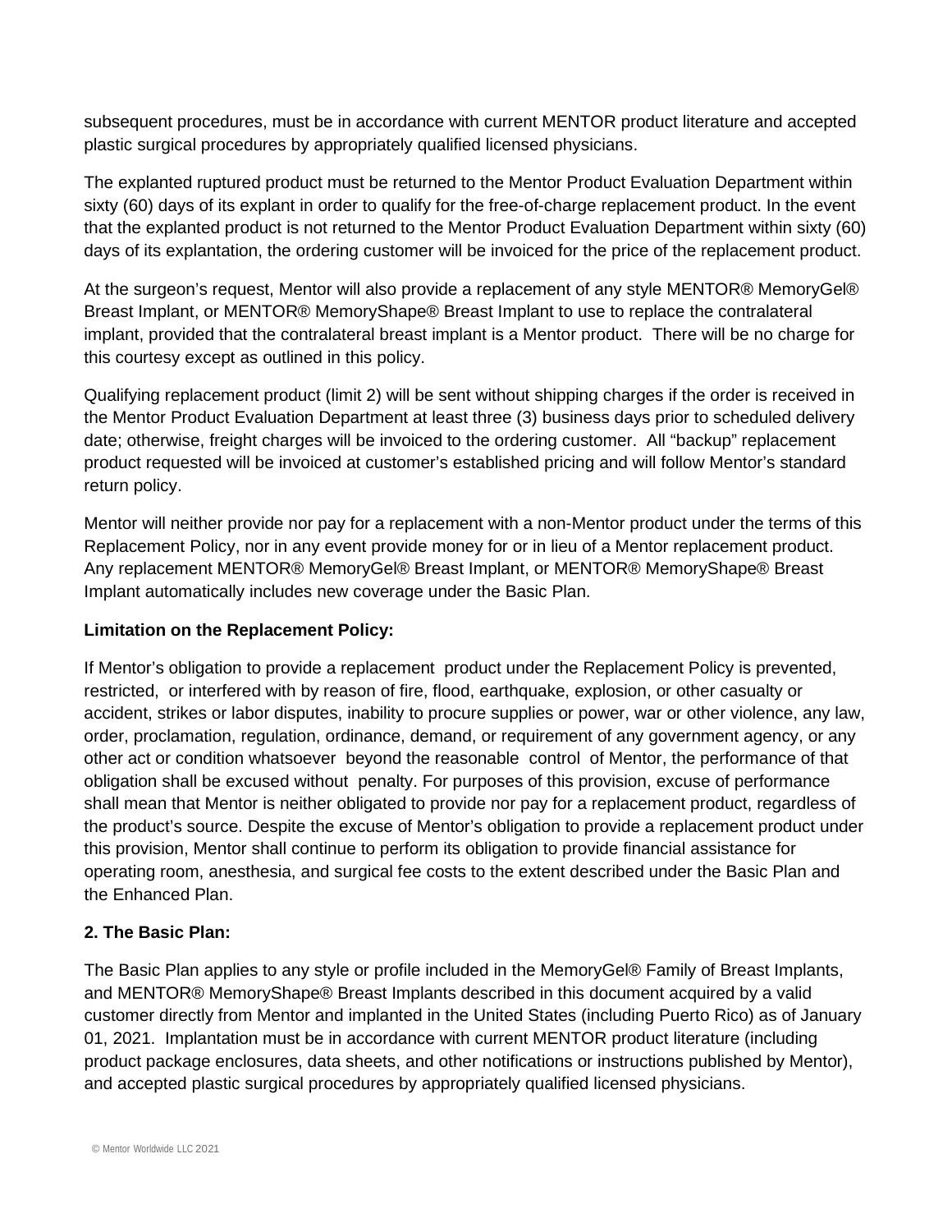subsequent procedures, must be in accordance with current MENTOR product literature and accepted plastic surgical procedures by appropriately qualified licensed physicians.

The explanted ruptured product must be returned to the Mentor Product Evaluation Department within sixty (60) days of its explant in order to qualify for the free-of-charge replacement product. In the event that the explanted product is not returned to the Mentor Product Evaluation Department within sixty (60) days of its explantation, the ordering customer will be invoiced for the price of the replacement product.

At the surgeon's request, Mentor will also provide a replacement of any style MENTOR® MemoryGel® Breast Implant, or MENTOR® MemoryShape® Breast Implant to use to replace the contralateral implant, provided that the contralateral breast implant is a Mentor product. There will be no charge for this courtesy except as outlined in this policy.

Qualifying replacement product (limit 2) will be sent without shipping charges if the order is received in the Mentor Product Evaluation Department at least three (3) business days prior to scheduled delivery date; otherwise, freight charges will be invoiced to the ordering customer. All "backup" replacement product requested will be invoiced at customer's established pricing and will follow Mentor's standard return policy.

Mentor will neither provide nor pay for a replacement with a non-Mentor product under the terms of this Replacement Policy, nor in any event provide money for or in lieu of a Mentor replacement product. Any replacement MENTOR® MemoryGel® Breast Implant, or MENTOR® MemoryShape® Breast Implant automatically includes new coverage under the Basic Plan.

**Limitation on the Replacement Policy:**

If Mentor's obligation to provide a replacement product under the Replacement Policy is prevented, restricted, or interfered with by reason of fire, flood, earthquake, explosion, or other casualty or accident, strikes or labor disputes, inability to procure supplies or power, war or other violence, any law, order, proclamation, regulation, ordinance, demand, or requirement of any government agency, or any other act or condition whatsoever beyond the reasonable control of Mentor, the performance of that obligation shall be excused without penalty. For purposes of this provision, excuse of performance shall mean that Mentor is neither obligated to provide nor pay for a replacement product, regardless of the product's source. Despite the excuse of Mentor's obligation to provide a replacement product under this provision, Mentor shall continue to perform its obligation to provide financial assistance for operating room, anesthesia, and surgical fee costs to the extent described under the Basic Plan and the Enhanced Plan.

**2. The Basic Plan:**

The Basic Plan applies to any style or profile included in the MemoryGel® Family of Breast Implants, and MENTOR® MemoryShape® Breast Implants described in this document acquired by a valid customer directly from Mentor and implanted in the United States (including Puerto Rico) as of January 01, 2021. Implantation must be in accordance with current MENTOR product literature (including product package enclosures, data sheets, and other notifications or instructions published by Mentor), and accepted plastic surgical procedures by appropriately qualified licensed physicians.

© Mentor Worldwide LLC 2021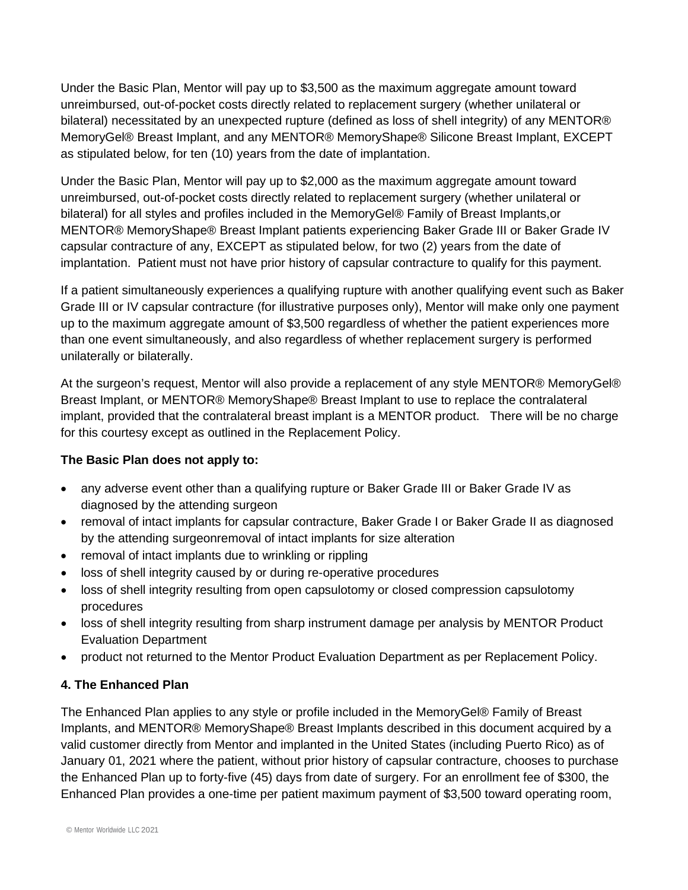Under the Basic Plan, Mentor will pay up to $3,500 as the maximum aggregate amount toward unreimbursed, out-of-pocket costs directly related to replacement surgery (whether unilateral or bilateral) necessitated by an unexpected rupture (defined as loss of shell integrity) of any MENTOR® MemoryGel® Breast Implant, and any MENTOR® MemoryShape® Silicone Breast Implant, EXCEPT as stipulated below, for ten (10) years from the date of implantation.

Under the Basic Plan, Mentor will pay up to $2,000 as the maximum aggregate amount toward unreimbursed, out-of-pocket costs directly related to replacement surgery (whether unilateral or bilateral) for all styles and profiles included in the MemoryGel® Family of Breast Implants,or MENTOR® MemoryShape® Breast Implant patients experiencing Baker Grade III or Baker Grade IV capsular contracture of any, EXCEPT as stipulated below, for two (2) years from the date of implantation. Patient must not have prior history of capsular contracture to qualify for this payment.

If a patient simultaneously experiences a qualifying rupture with another qualifying event such as Baker Grade III or IV capsular contracture (for illustrative purposes only), Mentor will make only one payment up to the maximum aggregate amount of $3,500 regardless of whether the patient experiences more than one event simultaneously, and also regardless of whether replacement surgery is performed unilaterally or bilaterally.

At the surgeon's request, Mentor will also provide a replacement of any style MENTOR® MemoryGel® Breast Implant, or MENTOR® MemoryShape® Breast Implant to use to replace the contralateral implant, provided that the contralateral breast implant is a MENTOR product. There will be no charge for this courtesy except as outlined in the Replacement Policy.

**The Basic Plan does not apply to:**

- any adverse event other than a qualifying rupture or Baker Grade III or Baker Grade IV as diagnosed by the attending surgeon
- removal of intact implants for capsular contracture, Baker Grade I or Baker Grade II as diagnosed by the attending surgeonremoval of intact implants for size alteration
- removal of intact implants due to wrinkling or rippling
- loss of shell integrity caused by or during re-operative procedures
- loss of shell integrity resulting from open capsulotomy or closed compression capsulotomy procedures
- loss of shell integrity resulting from sharp instrument damage per analysis by MENTOR Product Evaluation Department
- product not returned to the Mentor Product Evaluation Department as per Replacement Policy.

**4. The Enhanced Plan**

The Enhanced Plan applies to any style or profile included in the MemoryGel® Family of Breast Implants, and MENTOR® MemoryShape® Breast Implants described in this document acquired by a valid customer directly from Mentor and implanted in the United States (including Puerto Rico) as of January 01, 2021 where the patient, without prior history of capsular contracture, chooses to purchase the Enhanced Plan up to forty-five (45) days from date of surgery. For an enrollment fee of $300, the Enhanced Plan provides a one-time per patient maximum payment of $3,500 toward operating room,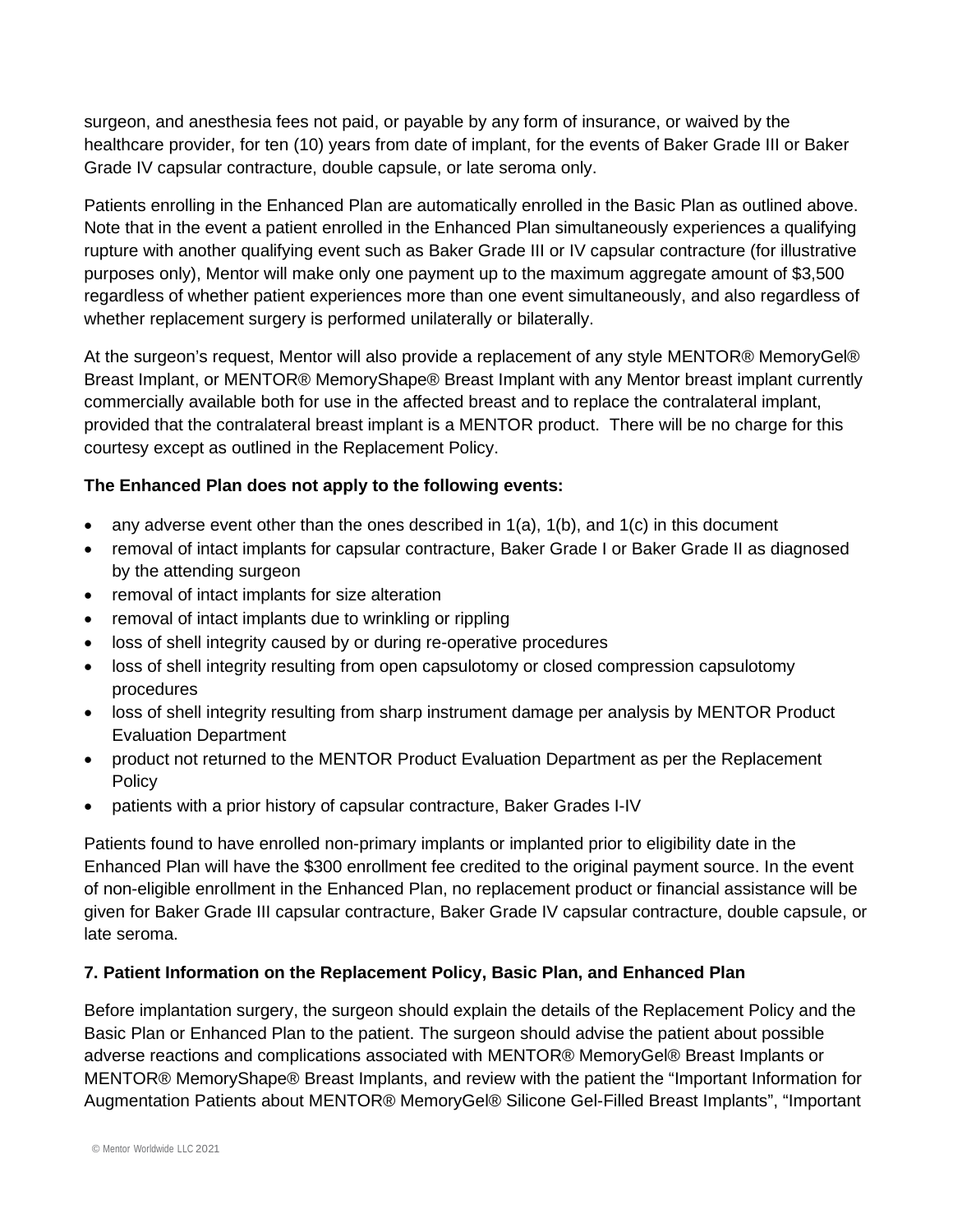surgeon, and anesthesia fees not paid, or payable by any form of insurance, or waived by the healthcare provider, for ten (10) years from date of implant, for the events of Baker Grade III or Baker Grade IV capsular contracture, double capsule, or late seroma only.

Patients enrolling in the Enhanced Plan are automatically enrolled in the Basic Plan as outlined above. Note that in the event a patient enrolled in the Enhanced Plan simultaneously experiences a qualifying rupture with another qualifying event such as Baker Grade III or IV capsular contracture (for illustrative purposes only), Mentor will make only one payment up to the maximum aggregate amount of $3,500 regardless of whether patient experiences more than one event simultaneously, and also regardless of whether replacement surgery is performed unilaterally or bilaterally.

At the surgeon's request, Mentor will also provide a replacement of any style MENTOR® MemoryGel® Breast Implant, or MENTOR® MemoryShape® Breast Implant with any Mentor breast implant currently commercially available both for use in the affected breast and to replace the contralateral implant, provided that the contralateral breast implant is a MENTOR product. There will be no charge for this courtesy except as outlined in the Replacement Policy.

**The Enhanced Plan does not apply to the following events:**

- any adverse event other than the ones described in 1(a), 1(b), and 1(c) in this document
- removal of intact implants for capsular contracture, Baker Grade I or Baker Grade II as diagnosed by the attending surgeon
- removal of intact implants for size alteration
- removal of intact implants due to wrinkling or rippling
- loss of shell integrity caused by or during re-operative procedures
- loss of shell integrity resulting from open capsulotomy or closed compression capsulotomy procedures
- loss of shell integrity resulting from sharp instrument damage per analysis by MENTOR Product Evaluation Department
- product not returned to the MENTOR Product Evaluation Department as per the Replacement Policy
- patients with a prior history of capsular contracture, Baker Grades I-IV

Patients found to have enrolled non-primary implants or implanted prior to eligibility date in the Enhanced Plan will have the $300 enrollment fee credited to the original payment source. In the event of non-eligible enrollment in the Enhanced Plan, no replacement product or financial assistance will be given for Baker Grade III capsular contracture, Baker Grade IV capsular contracture, double capsule, or late seroma.

**7. Patient Information on the Replacement Policy, Basic Plan, and Enhanced Plan**

Before implantation surgery, the surgeon should explain the details of the Replacement Policy and the Basic Plan or Enhanced Plan to the patient. The surgeon should advise the patient about possible adverse reactions and complications associated with MENTOR® MemoryGel® Breast Implants or MENTOR® MemoryShape® Breast Implants, and review with the patient the "Important Information for Augmentation Patients about MENTOR® MemoryGel® Silicone Gel-Filled Breast Implants", "Important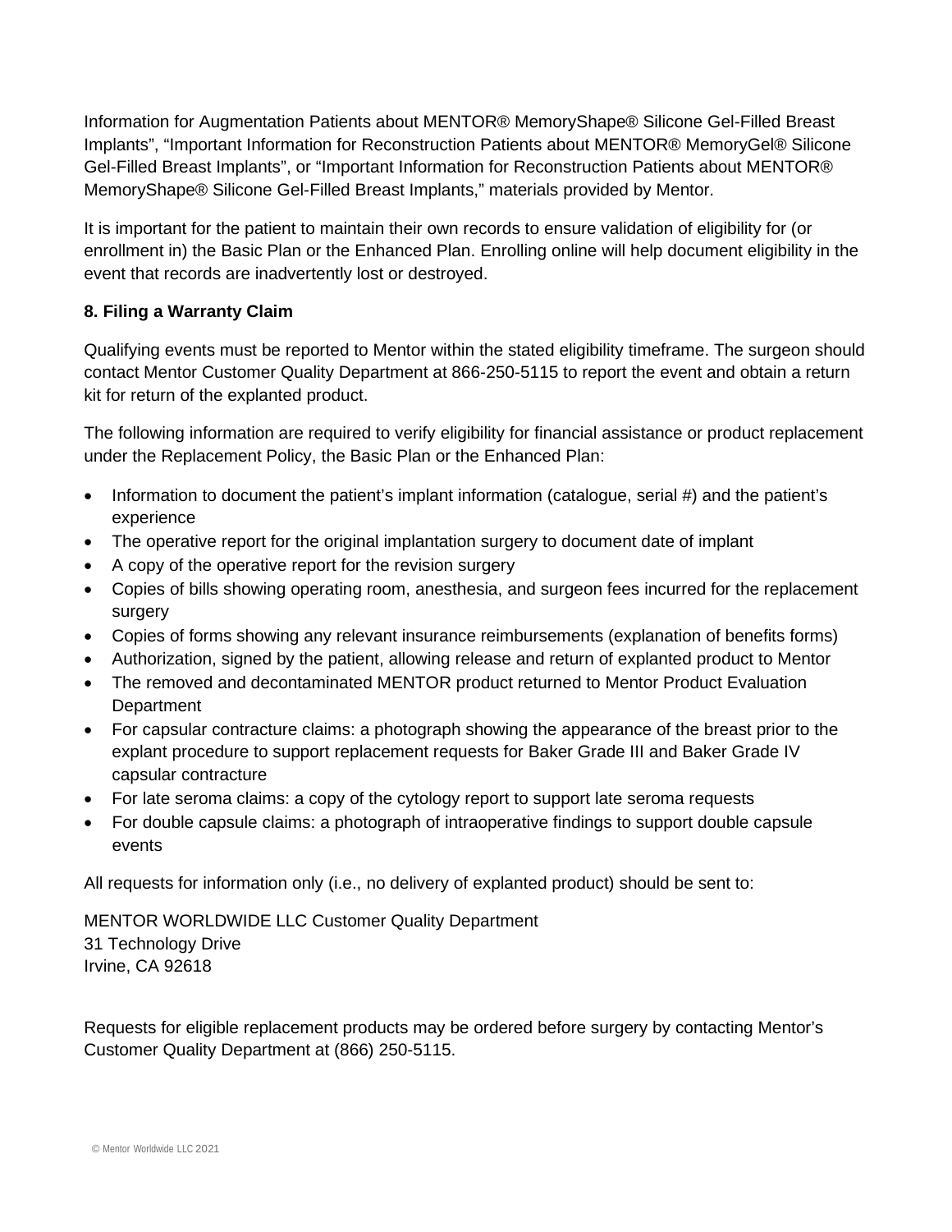Information for Augmentation Patients about MENTOR® MemoryShape® Silicone Gel-Filled Breast Implants", "Important Information for Reconstruction Patients about MENTOR® MemoryGel® Silicone Gel-Filled Breast Implants", or "Important Information for Reconstruction Patients about MENTOR® MemoryShape® Silicone Gel-Filled Breast Implants," materials provided by Mentor.

It is important for the patient to maintain their own records to ensure validation of eligibility for (or enrollment in) the Basic Plan or the Enhanced Plan. Enrolling online will help document eligibility in the event that records are inadvertently lost or destroyed.

### 8. Filing a Warranty Claim

Qualifying events must be reported to Mentor within the stated eligibility timeframe. The surgeon should contact Mentor Customer Quality Department at 866-250-5115 to report the event and obtain a return kit for return of the explanted product.

The following information are required to verify eligibility for financial assistance or product replacement under the Replacement Policy, the Basic Plan or the Enhanced Plan:

- Information to document the patient's implant information (catalogue, serial #) and the patient's experience
- The operative report for the original implantation surgery to document date of implant
- A copy of the operative report for the revision surgery
- Copies of bills showing operating room, anesthesia, and surgeon fees incurred for the replacement surgery
- Copies of forms showing any relevant insurance reimbursements (explanation of benefits forms)
- Authorization, signed by the patient, allowing release and return of explanted product to Mentor
- The removed and decontaminated MENTOR product returned to Mentor Product Evaluation Department
- For capsular contracture claims: a photograph showing the appearance of the breast prior to the explant procedure to support replacement requests for Baker Grade III and Baker Grade IV capsular contracture
- For late seroma claims: a copy of the cytology report to support late seroma requests
- For double capsule claims: a photograph of intraoperative findings to support double capsule events

All requests for information only (i.e., no delivery of explanted product) should be sent to:

MENTOR WORLDWIDE LLC Customer Quality Department
31 Technology Drive
Irvine, CA 92618

Requests for eligible replacement products may be ordered before surgery by contacting Mentor's Customer Quality Department at (866) 250-5115.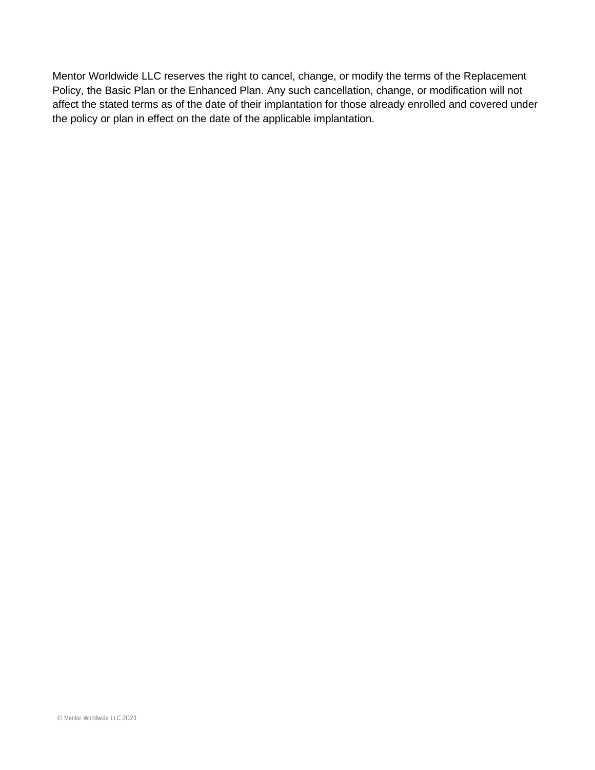Mentor Worldwide LLC reserves the right to cancel, change, or modify the terms of the Replacement Policy, the Basic Plan or the Enhanced Plan. Any such cancellation, change, or modification will not affect the stated terms as of the date of their implantation for those already enrolled and covered under the policy or plan in effect on the date of the applicable implantation.

© Mentor Worldwide LLC 2021